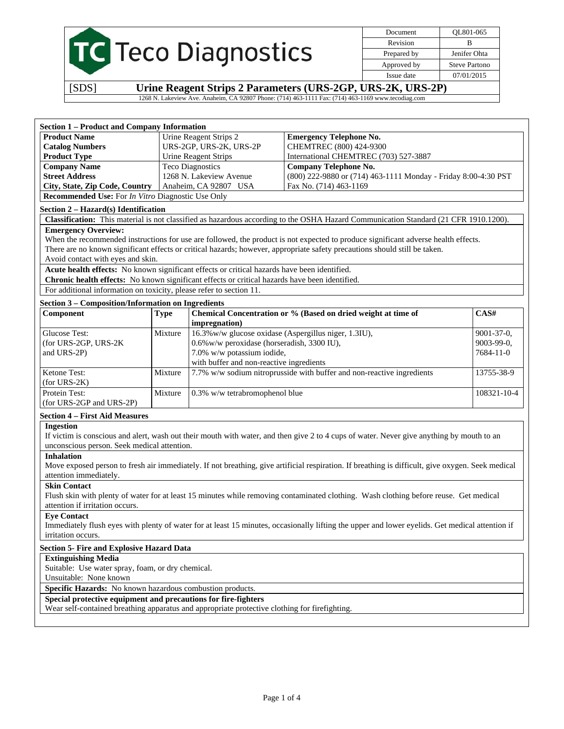# Teco Diagnostics

| Document | QL801-065 |
|---|---|
| Revision | B |
| Prepared by | Jenifer Ohta |
| Approved by | Steve Partono |
| Issue date | 07/01/2015 |

[SDS] **Urine Reagent Strips 2 Parameters (URS-2GP, URS-2K, URS-2P)**

1268 N. Lakeview Ave. Anaheim, CA 92807 Phone: (714) 463-1111 Fax: (714) 463-1169 www.tecodiag.com

## Section 1 – Product and Company Information

| | | |
|---|---|---|
| **Product Name** | Urine Reagent Strips 2 | **Emergency Telephone No.** |
| **Catalog Numbers** | URS-2GP, URS-2K, URS-2P | CHEMTREC (800) 424-9300 |
| **Product Type** | Urine Reagent Strips | International CHEMTREC (703) 527-3887 |
| **Company Name** | Teco Diagnostics | **Company Telephone No.** |
| **Street Address** | 1268 N. Lakeview Avenue | (800) 222-9880 or (714) 463-1111 Monday - Friday 8:00-4:30 PST |
| **City, State, Zip Code, Country** | Anaheim, CA 92807 USA | Fax No. (714) 463-1169 |

**Recommended Use:** For *In Vitro* Diagnostic Use Only

## Section 2 – Hazard(s) Identification

**Classification:** This material is not classified as hazardous according to the OSHA Hazard Communication Standard (21 CFR 1910.1200).

**Emergency Overview:**
When the recommended instructions for use are followed, the product is not expected to produce significant adverse health effects.
There are no known significant effects or critical hazards; however, appropriate safety precautions should still be taken.
Avoid contact with eyes and skin.

**Acute health effects:** No known significant effects or critical hazards have been identified.

**Chronic health effects:** No known significant effects or critical hazards have been identified.

For additional information on toxicity, please refer to section 11.

## Section 3 – Composition/Information on Ingredients

| Component | Type | Chemical Concentration or % (Based on dried weight at time of impregnation) | CAS# |
|---|---|---|---|
| Glucose Test: (for URS-2GP, URS-2K and URS-2P) | Mixture | 16.3%w/w glucose oxidase (Aspergillus niger, 1.3IU), 0.6%w/w peroxidase (horseradish, 3300 IU), 7.0% w/w potassium iodide, with buffer and non-reactive ingredients | 9001-37-0, 9003-99-0, 7684-11-0 |
| Ketone Test: (for URS-2K) | Mixture | 7.7% w/w sodium nitroprusside with buffer and non-reactive ingredients | 13755-38-9 |
| Protein Test: (for URS-2GP and URS-2P) | Mixture | 0.3% w/w tetrabromophenol blue | 108321-10-4 |

## Section 4 – First Aid Measures

**Ingestion**
If victim is conscious and alert, wash out their mouth with water, and then give 2 to 4 cups of water. Never give anything by mouth to an unconscious person. Seek medical attention.

**Inhalation**
Move exposed person to fresh air immediately. If not breathing, give artificial respiration. If breathing is difficult, give oxygen. Seek medical attention immediately.

**Skin Contact**
Flush skin with plenty of water for at least 15 minutes while removing contaminated clothing. Wash clothing before reuse. Get medical attention if irritation occurs.

**Eye Contact**
Immediately flush eyes with plenty of water for at least 15 minutes, occasionally lifting the upper and lower eyelids. Get medical attention if irritation occurs.

## Section 5- Fire and Explosive Hazard Data

**Extinguishing Media**
Suitable: Use water spray, foam, or dry chemical.
Unsuitable: None known

**Specific Hazards:** No known hazardous combustion products.

**Special protective equipment and precautions for fire-fighters**
Wear self-contained breathing apparatus and appropriate protective clothing for firefighting.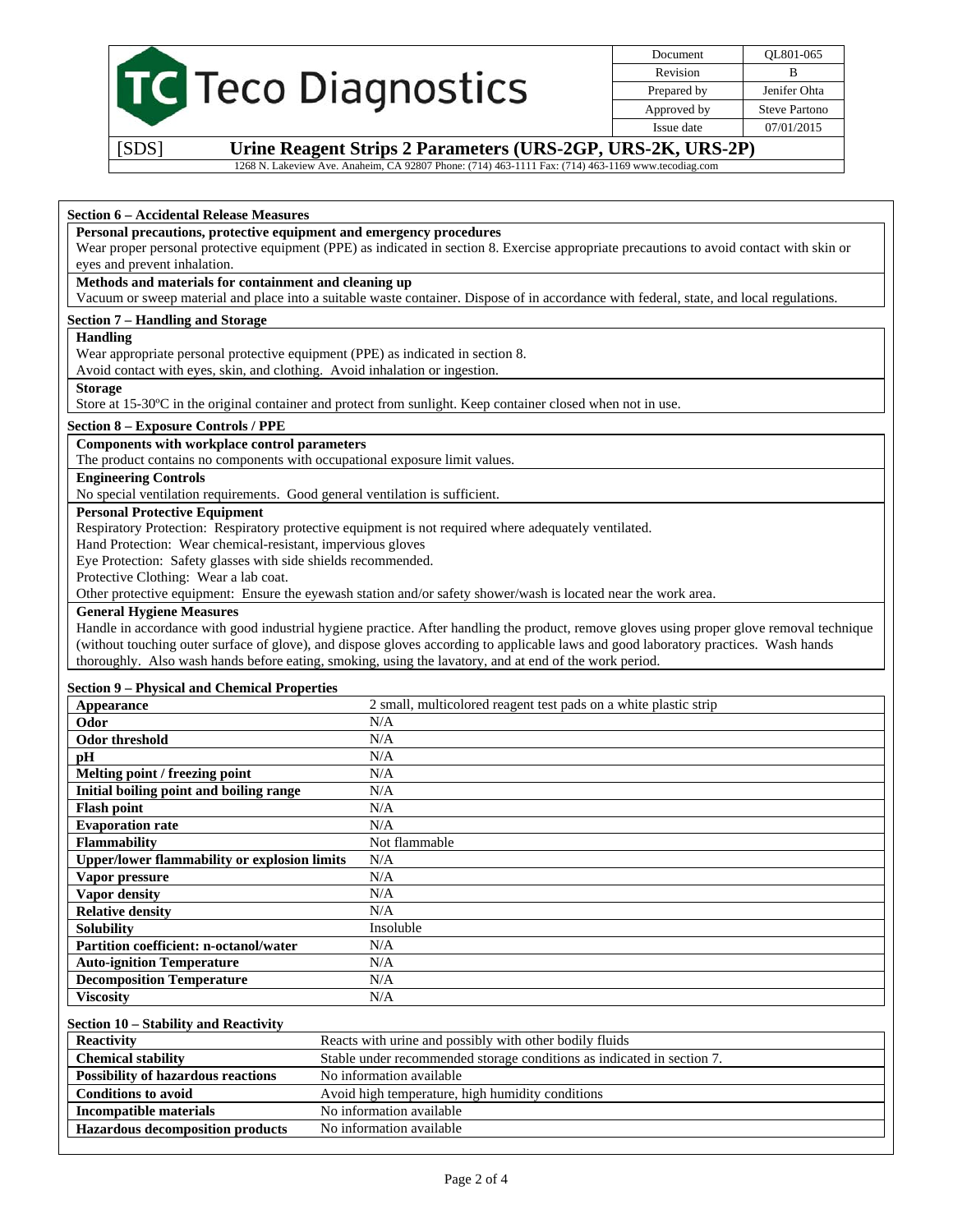## Section 6 – Accidental Release Measures

**Personal precautions, protective equipment and emergency procedures**

Wear proper personal protective equipment (PPE) as indicated in section 8. Exercise appropriate precautions to avoid contact with skin or eyes and prevent inhalation.

**Methods and materials for containment and cleaning up**

Vacuum or sweep material and place into a suitable waste container. Dispose of in accordance with federal, state, and local regulations.

## Section 7 – Handling and Storage

**Handling**

Wear appropriate personal protective equipment (PPE) as indicated in section 8.
Avoid contact with eyes, skin, and clothing. Avoid inhalation or ingestion.

**Storage**

Store at 15-30ºC in the original container and protect from sunlight. Keep container closed when not in use.

## Section 8 – Exposure Controls / PPE

**Components with workplace control parameters**

The product contains no components with occupational exposure limit values.

**Engineering Controls**

No special ventilation requirements. Good general ventilation is sufficient.

**Personal Protective Equipment**

Respiratory Protection: Respiratory protective equipment is not required where adequately ventilated.
Hand Protection: Wear chemical-resistant, impervious gloves
Eye Protection: Safety glasses with side shields recommended.
Protective Clothing: Wear a lab coat.
Other protective equipment: Ensure the eyewash station and/or safety shower/wash is located near the work area.

**General Hygiene Measures**

Handle in accordance with good industrial hygiene practice. After handling the product, remove gloves using proper glove removal technique (without touching outer surface of glove), and dispose gloves according to applicable laws and good laboratory practices. Wash hands thoroughly. Also wash hands before eating, smoking, using the lavatory, and at end of the work period.

## Section 9 – Physical and Chemical Properties

| Property | Value |
|---|---|
| **Appearance** | 2 small, multicolored reagent test pads on a white plastic strip |
| **Odor** | N/A |
| **Odor threshold** | N/A |
| **pH** | N/A |
| **Melting point / freezing point** | N/A |
| **Initial boiling point and boiling range** | N/A |
| **Flash point** | N/A |
| **Evaporation rate** | N/A |
| **Flammability** | Not flammable |
| **Upper/lower flammability or explosion limits** | N/A |
| **Vapor pressure** | N/A |
| **Vapor density** | N/A |
| **Relative density** | N/A |
| **Solubility** | Insoluble |
| **Partition coefficient: n-octanol/water** | N/A |
| **Auto-ignition Temperature** | N/A |
| **Decomposition Temperature** | N/A |
| **Viscosity** | N/A |

## Section 10 – Stability and Reactivity

| Property | Value |
|---|---|
| **Reactivity** | Reacts with urine and possibly with other bodily fluids |
| **Chemical stability** | Stable under recommended storage conditions as indicated in section 7. |
| **Possibility of hazardous reactions** | No information available |
| **Conditions to avoid** | Avoid high temperature, high humidity conditions |
| **Incompatible materials** | No information available |
| **Hazardous decomposition products** | No information available |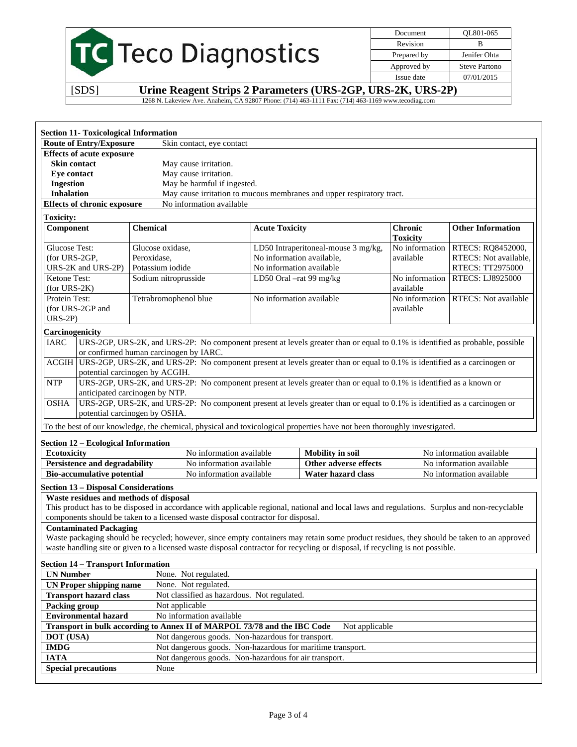## Section 11- Toxicological Information

| | |
|---|---|
| **Route of Entry/Exposure** | Skin contact, eye contact |
| **Effects of acute exposure** | |
| **Skin contact** | May cause irritation. |
| **Eye contact** | May cause irritation. |
| **Ingestion** | May be harmful if ingested. |
| **Inhalation** | May cause irritation to mucous membranes and upper respiratory tract. |
| **Effects of chronic exposure** | No information available |

**Toxicity:**

| Component | Chemical | Acute Toxicity | Chronic Toxicity | Other Information |
|---|---|---|---|---|
| Glucose Test: (for URS-2GP, URS-2K and URS-2P) | Glucose oxidase, Peroxidase, Potassium iodide | LD50 Intraperitoneal-mouse 3 mg/kg, No information available, No information available | No information available | RTECS: RQ8452000, RTECS: Not available, RTECS: TT2975000 |
| Ketone Test: (for URS-2K) | Sodium nitroprusside | LD50 Oral –rat 99 mg/kg | No information available | RTECS: LJ8925000 |
| Protein Test: (for URS-2GP and URS-2P) | Tetrabromophenol blue | No information available | No information available | RTECS: Not available |

**Carcinogenicity**

| | |
|---|---|
| IARC | URS-2GP, URS-2K, and URS-2P: No component present at levels greater than or equal to 0.1% is identified as probable, possible or confirmed human carcinogen by IARC. |
| ACGIH | URS-2GP, URS-2K, and URS-2P: No component present at levels greater than or equal to 0.1% is identified as a carcinogen or potential carcinogen by ACGIH. |
| NTP | URS-2GP, URS-2K, and URS-2P: No component present at levels greater than or equal to 0.1% is identified as a known or anticipated carcinogen by NTP. |
| OSHA | URS-2GP, URS-2K, and URS-2P: No component present at levels greater than or equal to 0.1% is identified as a carcinogen or potential carcinogen by OSHA. |

To the best of our knowledge, the chemical, physical and toxicological properties have not been thoroughly investigated.

## Section 12 – Ecological Information

| | | | |
|---|---|---|---|
| **Ecotoxicity** | No information available | **Mobility in soil** | No information available |
| **Persistence and degradability** | No information available | **Other adverse effects** | No information available |
| **Bio-accumulative potential** | No information available | **Water hazard class** | No information available |

## Section 13 – Disposal Considerations

**Waste residues and methods of disposal**

This product has to be disposed in accordance with applicable regional, national and local laws and regulations. Surplus and non-recyclable components should be taken to a licensed waste disposal contractor for disposal.

**Contaminated Packaging**

Waste packaging should be recycled; however, since empty containers may retain some product residues, they should be taken to an approved waste handling site or given to a licensed waste disposal contractor for recycling or disposal, if recycling is not possible.

## Section 14 – Transport Information

| | |
|---|---|
| **UN Number** | None. Not regulated. |
| **UN Proper shipping name** | None. Not regulated. |
| **Transport hazard class** | Not classified as hazardous. Not regulated. |
| **Packing group** | Not applicable |
| **Environmental hazard** | No information available |
| **Transport in bulk according to Annex II of MARPOL 73/78 and the IBC Code** | Not applicable |
| **DOT (USA)** | Not dangerous goods. Non-hazardous for transport. |
| **IMDG** | Not dangerous goods. Non-hazardous for maritime transport. |
| **IATA** | Not dangerous goods. Non-hazardous for air transport. |
| **Special precautions** | None |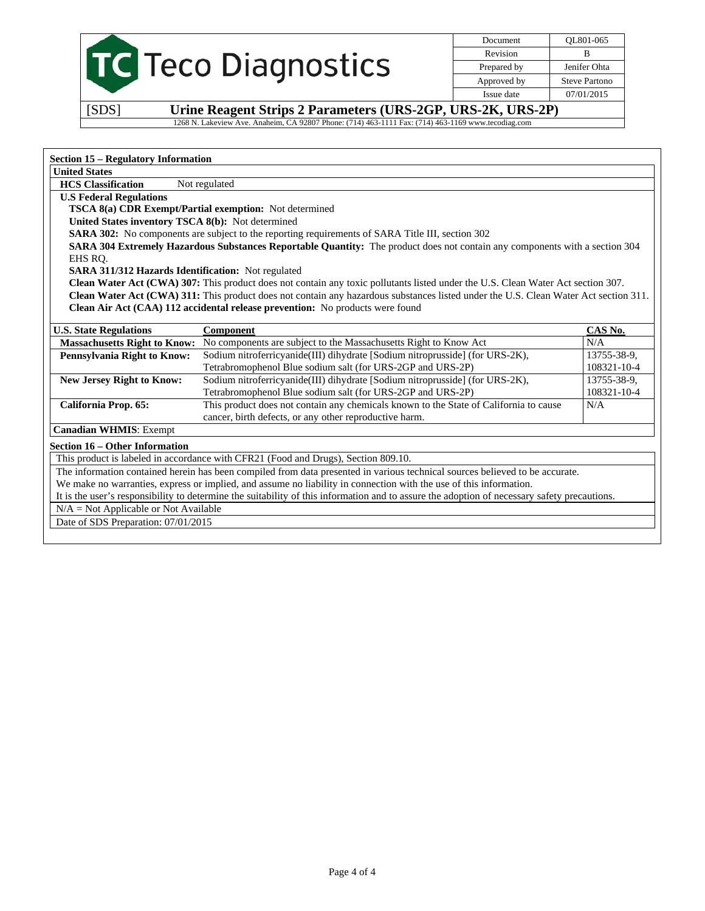## Section 15 – Regulatory Information

**United States**

**HCS Classification** Not regulated

**U.S Federal Regulations**

**TSCA 8(a) CDR Exempt/Partial exemption:** Not determined

**United States inventory TSCA 8(b):** Not determined

**SARA 302:** No components are subject to the reporting requirements of SARA Title III, section 302

**SARA 304 Extremely Hazardous Substances Reportable Quantity:** The product does not contain any components with a section 304 EHS RQ.

**SARA 311/312 Hazards Identification:** Not regulated

**Clean Water Act (CWA) 307:** This product does not contain any toxic pollutants listed under the U.S. Clean Water Act section 307.

**Clean Water Act (CWA) 311:** This product does not contain any hazardous substances listed under the U.S. Clean Water Act section 311.

**Clean Air Act (CAA) 112 accidental release prevention:** No products were found

| **U.S. State Regulations** | **Component** | **CAS No.** |
|---|---|---|
| **Massachusetts Right to Know:** | No components are subject to the Massachusetts Right to Know Act | N/A |
| **Pennsylvania Right to Know:** | Sodium nitroferricyanide(III) dihydrate [Sodium nitroprusside] (for URS-2K), Tetrabromophenol Blue sodium salt (for URS-2GP and URS-2P) | 13755-38-9, 108321-10-4 |
| **New Jersey Right to Know:** | Sodium nitroferricyanide(III) dihydrate [Sodium nitroprusside] (for URS-2K), Tetrabromophenol Blue sodium salt (for URS-2GP and URS-2P) | 13755-38-9, 108321-10-4 |
| **California Prop. 65:** | This product does not contain any chemicals known to the State of California to cause cancer, birth defects, or any other reproductive harm. | N/A |

**Canadian WHMIS**: Exempt

## Section 16 – Other Information

This product is labeled in accordance with CFR21 (Food and Drugs), Section 809.10.

The information contained herein has been compiled from data presented in various technical sources believed to be accurate. We make no warranties, express or implied, and assume no liability in connection with the use of this information. It is the user's responsibility to determine the suitability of this information and to assure the adoption of necessary safety precautions.

N/A = Not Applicable or Not Available

Date of SDS Preparation: 07/01/2015